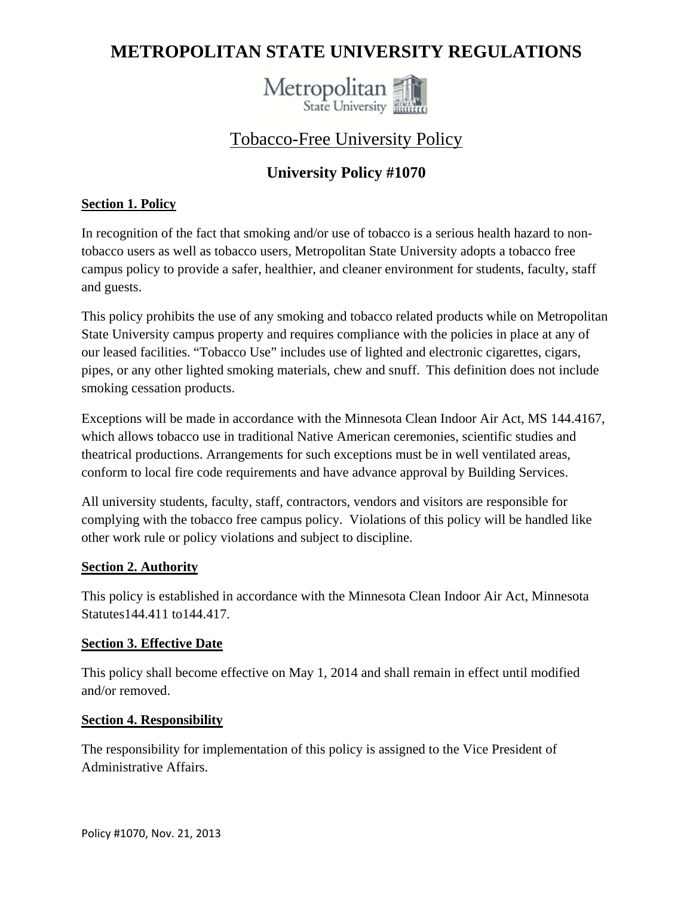# METROPOLITAN STATE UNIVERSITY REGULATIONS

## Tobacco-Free University Policy

### University Policy #1070

**Section 1. Policy**

In recognition of the fact that smoking and/or use of tobacco is a serious health hazard to non-tobacco users as well as tobacco users, Metropolitan State University adopts a tobacco free campus policy to provide a safer, healthier, and cleaner environment for students, faculty, staff and guests.

This policy prohibits the use of any smoking and tobacco related products while on Metropolitan State University campus property and requires compliance with the policies in place at any of our leased facilities. "Tobacco Use" includes use of lighted and electronic cigarettes, cigars, pipes, or any other lighted smoking materials, chew and snuff. This definition does not include smoking cessation products.

Exceptions will be made in accordance with the Minnesota Clean Indoor Air Act, MS 144.4167, which allows tobacco use in traditional Native American ceremonies, scientific studies and theatrical productions. Arrangements for such exceptions must be in well ventilated areas, conform to local fire code requirements and have advance approval by Building Services.

All university students, faculty, staff, contractors, vendors and visitors are responsible for complying with the tobacco free campus policy. Violations of this policy will be handled like other work rule or policy violations and subject to discipline.

**Section 2. Authority**

This policy is established in accordance with the Minnesota Clean Indoor Air Act, Minnesota Statutes144.411 to144.417.

**Section 3. Effective Date**

This policy shall become effective on May 1, 2014 and shall remain in effect until modified and/or removed.

**Section 4. Responsibility**

The responsibility for implementation of this policy is assigned to the Vice President of Administrative Affairs.

Policy #1070, Nov. 21, 2013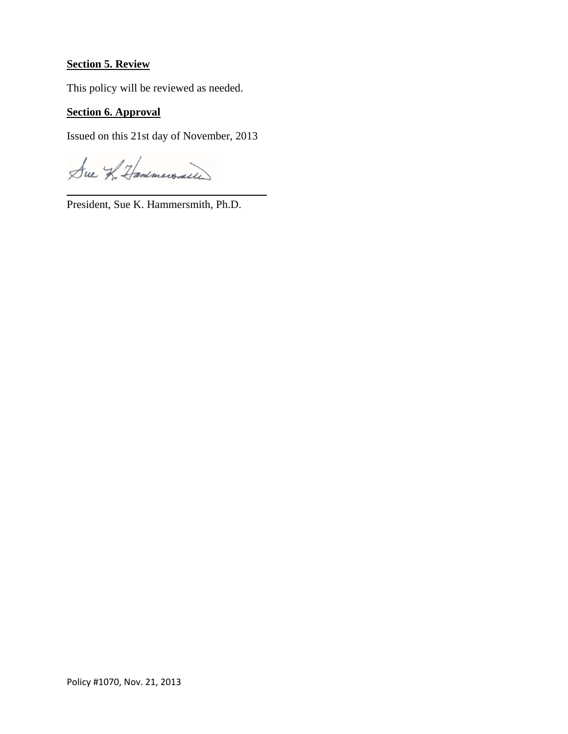**Section 5. Review**

This policy will be reviewed as needed.

**Section 6. Approval**

Issued on this 21st day of November, 2013

President, Sue K. Hammersmith, Ph.D.